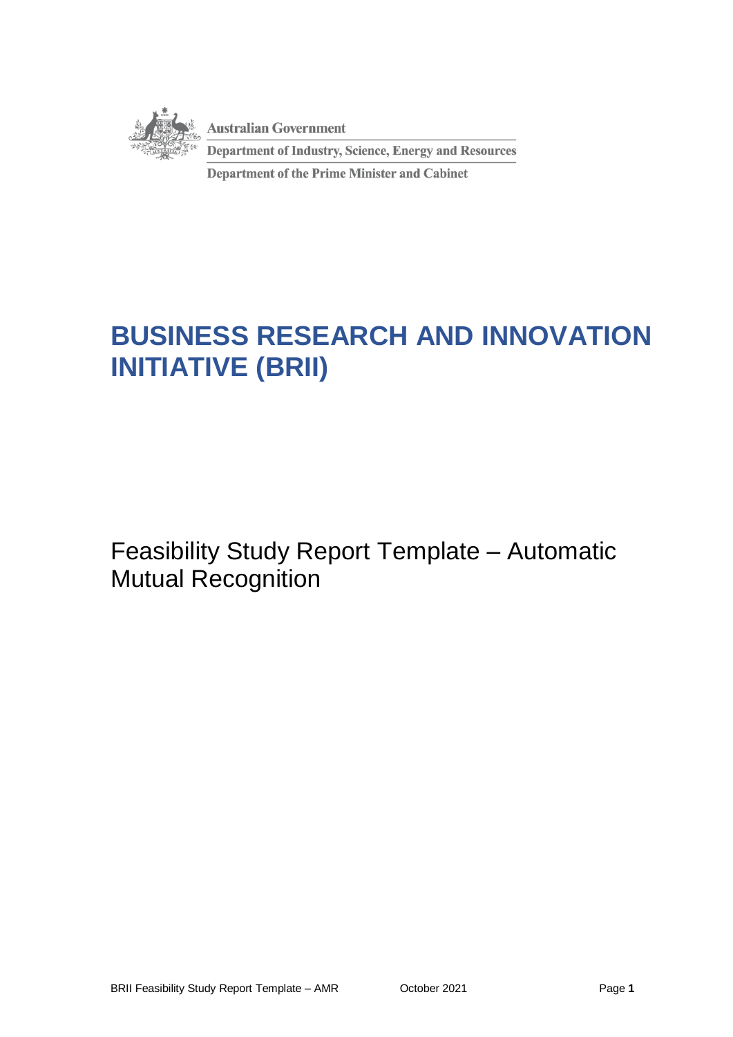Australian Government

Department of Industry, Science, Energy and Resources

Department of the Prime Minister and Cabinet

# BUSINESS RESEARCH AND INNOVATION INITIATIVE (BRII)

Feasibility Study Report Template – Automatic Mutual Recognition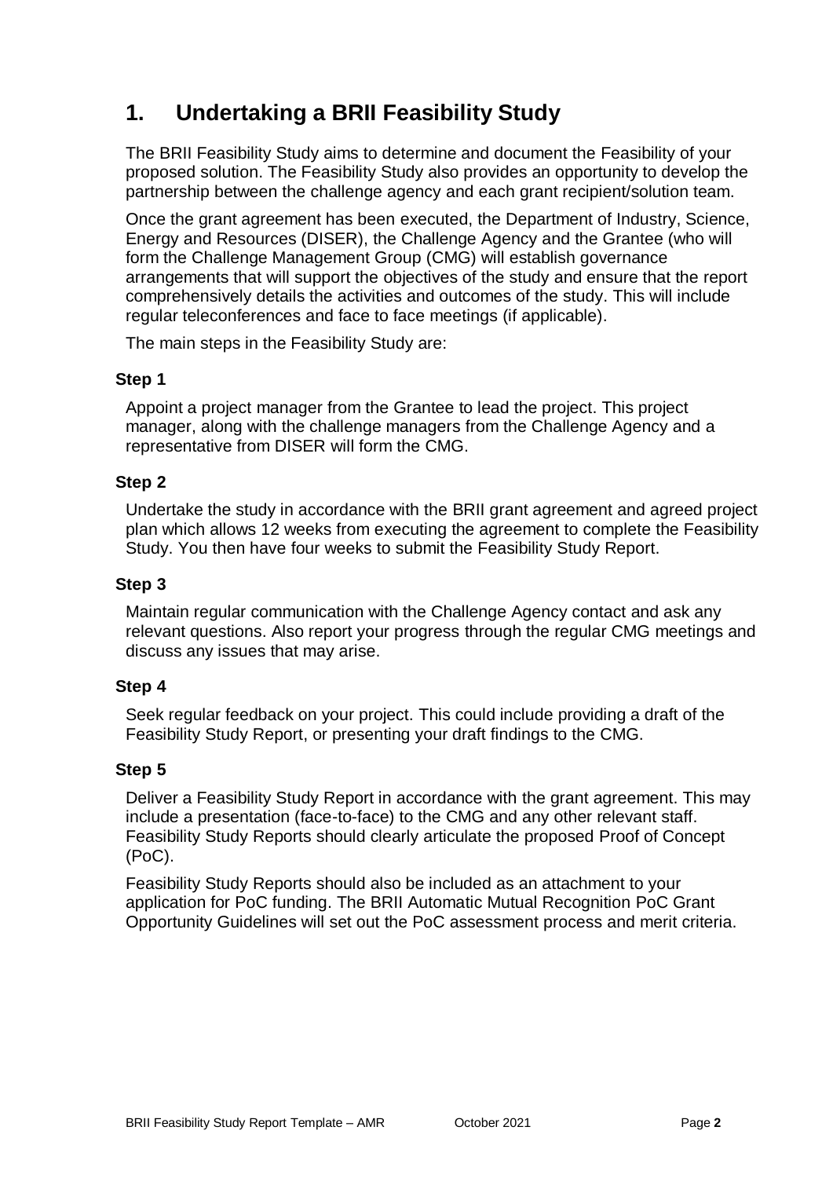# 1. Undertaking a BRII Feasibility Study

The BRII Feasibility Study aims to determine and document the Feasibility of your proposed solution. The Feasibility Study also provides an opportunity to develop the partnership between the challenge agency and each grant recipient/solution team.

Once the grant agreement has been executed, the Department of Industry, Science, Energy and Resources (DISER), the Challenge Agency and the Grantee (who will form the Challenge Management Group (CMG) will establish governance arrangements that will support the objectives of the study and ensure that the report comprehensively details the activities and outcomes of the study. This will include regular teleconferences and face to face meetings (if applicable).

The main steps in the Feasibility Study are:

### Step 1

Appoint a project manager from the Grantee to lead the project. This project manager, along with the challenge managers from the Challenge Agency and a representative from DISER will form the CMG.

### Step 2

Undertake the study in accordance with the BRII grant agreement and agreed project plan which allows 12 weeks from executing the agreement to complete the Feasibility Study. You then have four weeks to submit the Feasibility Study Report.

### Step 3

Maintain regular communication with the Challenge Agency contact and ask any relevant questions. Also report your progress through the regular CMG meetings and discuss any issues that may arise.

### Step 4

Seek regular feedback on your project. This could include providing a draft of the Feasibility Study Report, or presenting your draft findings to the CMG.

### Step 5

Deliver a Feasibility Study Report in accordance with the grant agreement. This may include a presentation (face-to-face) to the CMG and any other relevant staff. Feasibility Study Reports should clearly articulate the proposed Proof of Concept (PoC).

Feasibility Study Reports should also be included as an attachment to your application for PoC funding. The BRII Automatic Mutual Recognition PoC Grant Opportunity Guidelines will set out the PoC assessment process and merit criteria.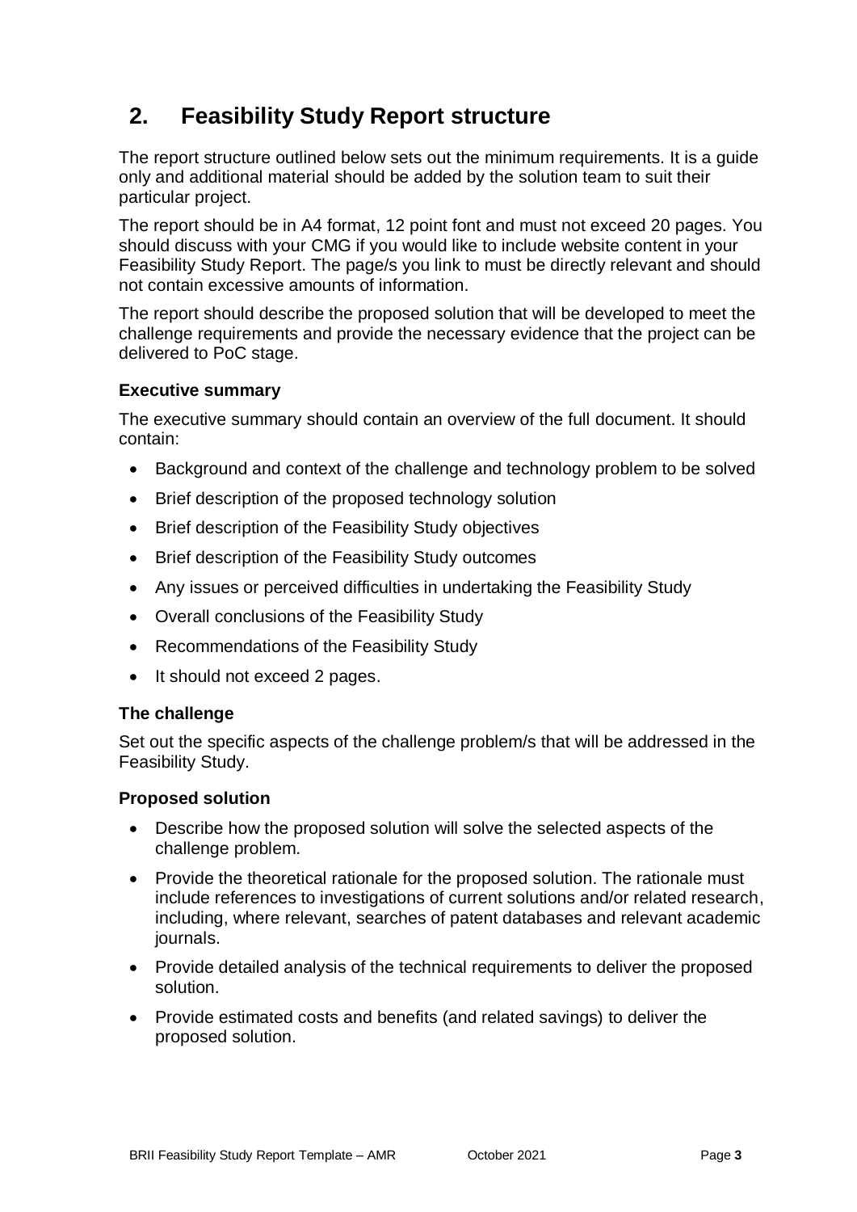## 2. Feasibility Study Report structure

The report structure outlined below sets out the minimum requirements. It is a guide only and additional material should be added by the solution team to suit their particular project.

The report should be in A4 format, 12 point font and must not exceed 20 pages. You should discuss with your CMG if you would like to include website content in your Feasibility Study Report. The page/s you link to must be directly relevant and should not contain excessive amounts of information.

The report should describe the proposed solution that will be developed to meet the challenge requirements and provide the necessary evidence that the project can be delivered to PoC stage.

### Executive summary

The executive summary should contain an overview of the full document. It should contain:

- Background and context of the challenge and technology problem to be solved
- Brief description of the proposed technology solution
- Brief description of the Feasibility Study objectives
- Brief description of the Feasibility Study outcomes
- Any issues or perceived difficulties in undertaking the Feasibility Study
- Overall conclusions of the Feasibility Study
- Recommendations of the Feasibility Study
- It should not exceed 2 pages.

### The challenge

Set out the specific aspects of the challenge problem/s that will be addressed in the Feasibility Study.

### Proposed solution

- Describe how the proposed solution will solve the selected aspects of the challenge problem.
- Provide the theoretical rationale for the proposed solution. The rationale must include references to investigations of current solutions and/or related research, including, where relevant, searches of patent databases and relevant academic journals.
- Provide detailed analysis of the technical requirements to deliver the proposed solution.
- Provide estimated costs and benefits (and related savings) to deliver the proposed solution.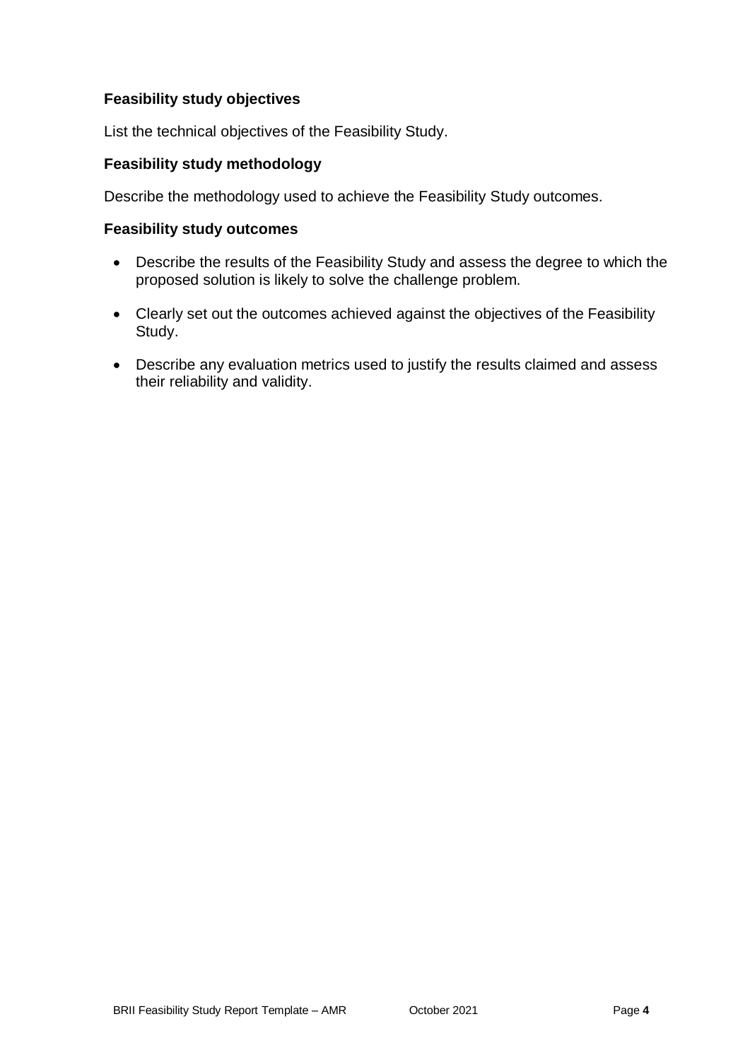### Feasibility study objectives

List the technical objectives of the Feasibility Study.

### Feasibility study methodology

Describe the methodology used to achieve the Feasibility Study outcomes.

### Feasibility study outcomes

- Describe the results of the Feasibility Study and assess the degree to which the proposed solution is likely to solve the challenge problem.
- Clearly set out the outcomes achieved against the objectives of the Feasibility Study.
- Describe any evaluation metrics used to justify the results claimed and assess their reliability and validity.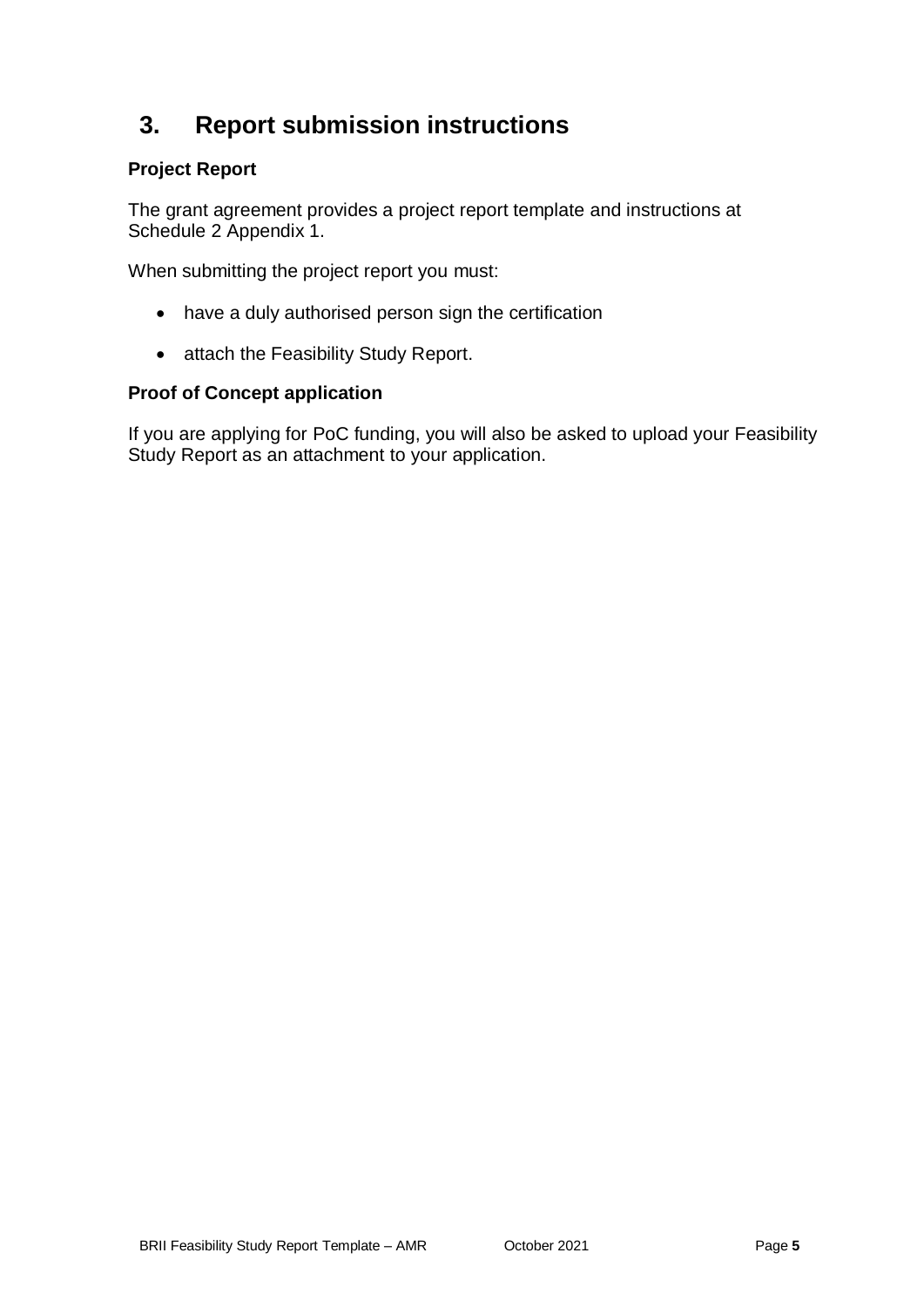# 3. Report submission instructions

**Project Report**

The grant agreement provides a project report template and instructions at Schedule 2 Appendix 1.

When submitting the project report you must:

- have a duly authorised person sign the certification
- attach the Feasibility Study Report.

**Proof of Concept application**

If you are applying for PoC funding, you will also be asked to upload your Feasibility Study Report as an attachment to your application.